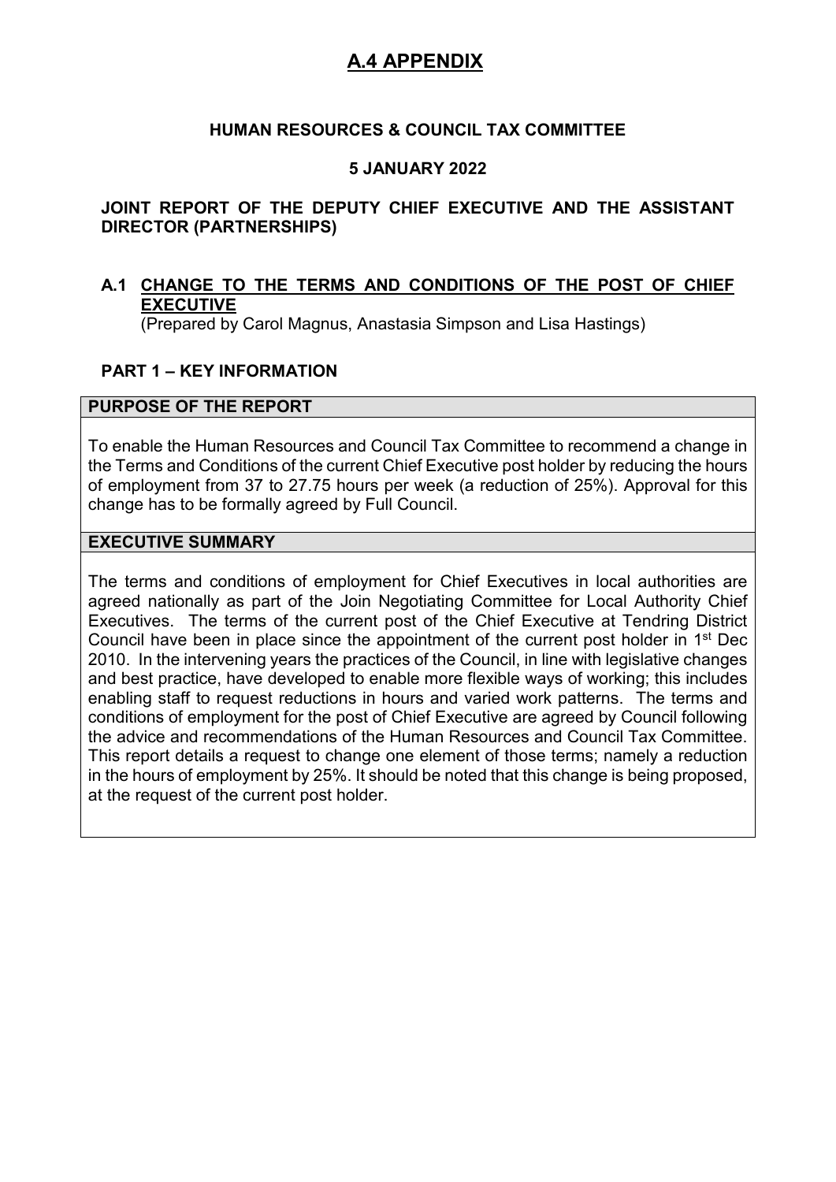# A.4 APPENDIX

**HUMAN RESOURCES & COUNCIL TAX COMMITTEE**

**5 JANUARY 2022**

**JOINT REPORT OF THE DEPUTY CHIEF EXECUTIVE AND THE ASSISTANT DIRECTOR (PARTNERSHIPS)**

## A.1 CHANGE TO THE TERMS AND CONDITIONS OF THE POST OF CHIEF EXECUTIVE

(Prepared by Carol Magnus, Anastasia Simpson and Lisa Hastings)

### PART 1 – KEY INFORMATION

**PURPOSE OF THE REPORT**

To enable the Human Resources and Council Tax Committee to recommend a change in the Terms and Conditions of the current Chief Executive post holder by reducing the hours of employment from 37 to 27.75 hours per week (a reduction of 25%). Approval for this change has to be formally agreed by Full Council.

**EXECUTIVE SUMMARY**

The terms and conditions of employment for Chief Executives in local authorities are agreed nationally as part of the Join Negotiating Committee for Local Authority Chief Executives. The terms of the current post of the Chief Executive at Tendring District Council have been in place since the appointment of the current post holder in 1st Dec 2010. In the intervening years the practices of the Council, in line with legislative changes and best practice, have developed to enable more flexible ways of working; this includes enabling staff to request reductions in hours and varied work patterns. The terms and conditions of employment for the post of Chief Executive are agreed by Council following the advice and recommendations of the Human Resources and Council Tax Committee. This report details a request to change one element of those terms; namely a reduction in the hours of employment by 25%. It should be noted that this change is being proposed, at the request of the current post holder.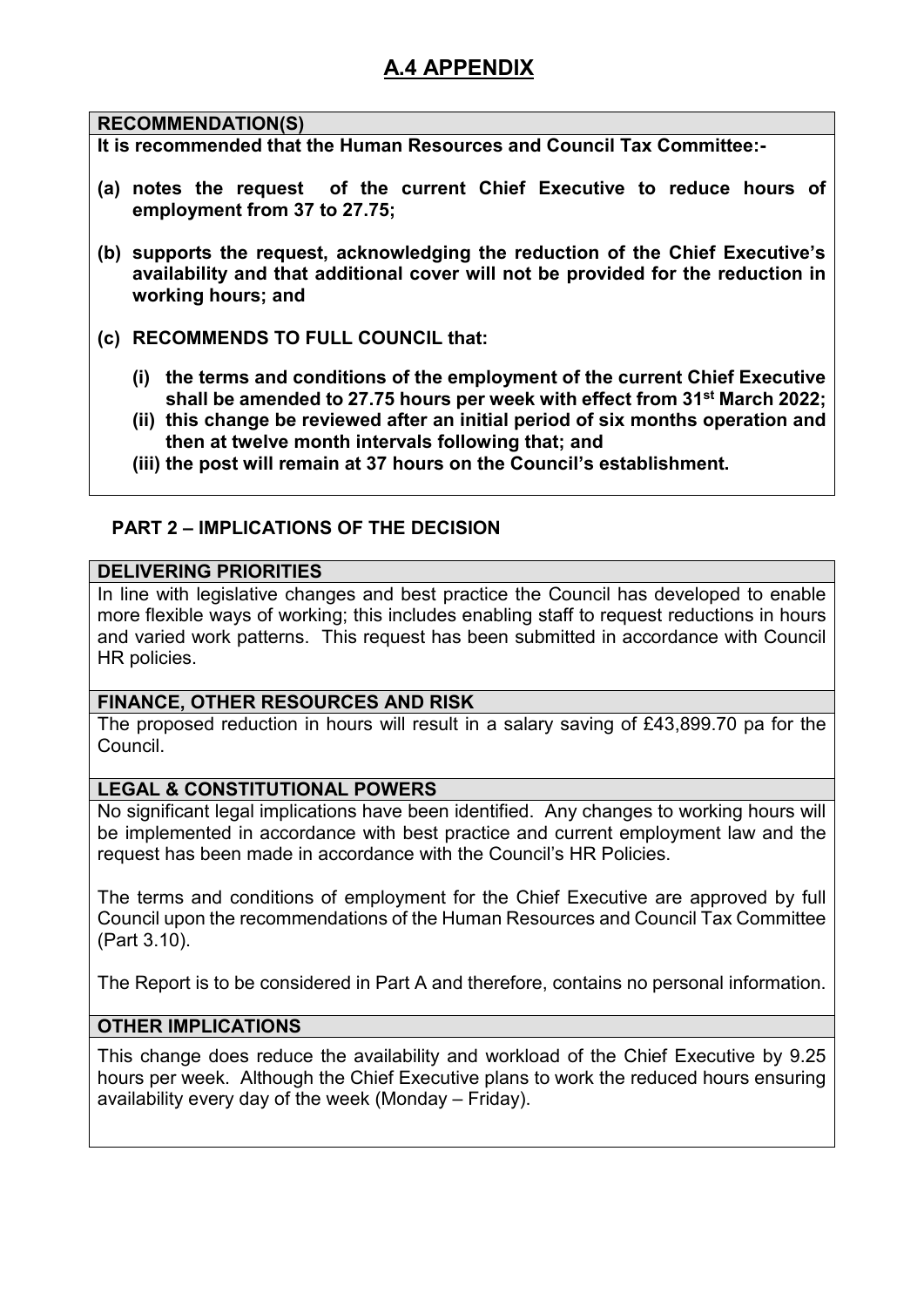# A.4 APPENDIX

**RECOMMENDATION(S)**

**It is recommended that the Human Resources and Council Tax Committee:-**

**(a) notes the request of the current Chief Executive to reduce hours of employment from 37 to 27.75;**

**(b) supports the request, acknowledging the reduction of the Chief Executive's availability and that additional cover will not be provided for the reduction in working hours; and**

**(c) RECOMMENDS TO FULL COUNCIL that:**

**(i) the terms and conditions of the employment of the current Chief Executive shall be amended to 27.75 hours per week with effect from 31st March 2022;**

**(ii) this change be reviewed after an initial period of six months operation and then at twelve month intervals following that; and**

**(iii) the post will remain at 37 hours on the Council's establishment.**

## PART 2 – IMPLICATIONS OF THE DECISION

**DELIVERING PRIORITIES**

In line with legislative changes and best practice the Council has developed to enable more flexible ways of working; this includes enabling staff to request reductions in hours and varied work patterns. This request has been submitted in accordance with Council HR policies.

**FINANCE, OTHER RESOURCES AND RISK**

The proposed reduction in hours will result in a salary saving of £43,899.70 pa for the Council.

**LEGAL & CONSTITUTIONAL POWERS**

No significant legal implications have been identified. Any changes to working hours will be implemented in accordance with best practice and current employment law and the request has been made in accordance with the Council's HR Policies.

The terms and conditions of employment for the Chief Executive are approved by full Council upon the recommendations of the Human Resources and Council Tax Committee (Part 3.10).

The Report is to be considered in Part A and therefore, contains no personal information.

**OTHER IMPLICATIONS**

This change does reduce the availability and workload of the Chief Executive by 9.25 hours per week. Although the Chief Executive plans to work the reduced hours ensuring availability every day of the week (Monday – Friday).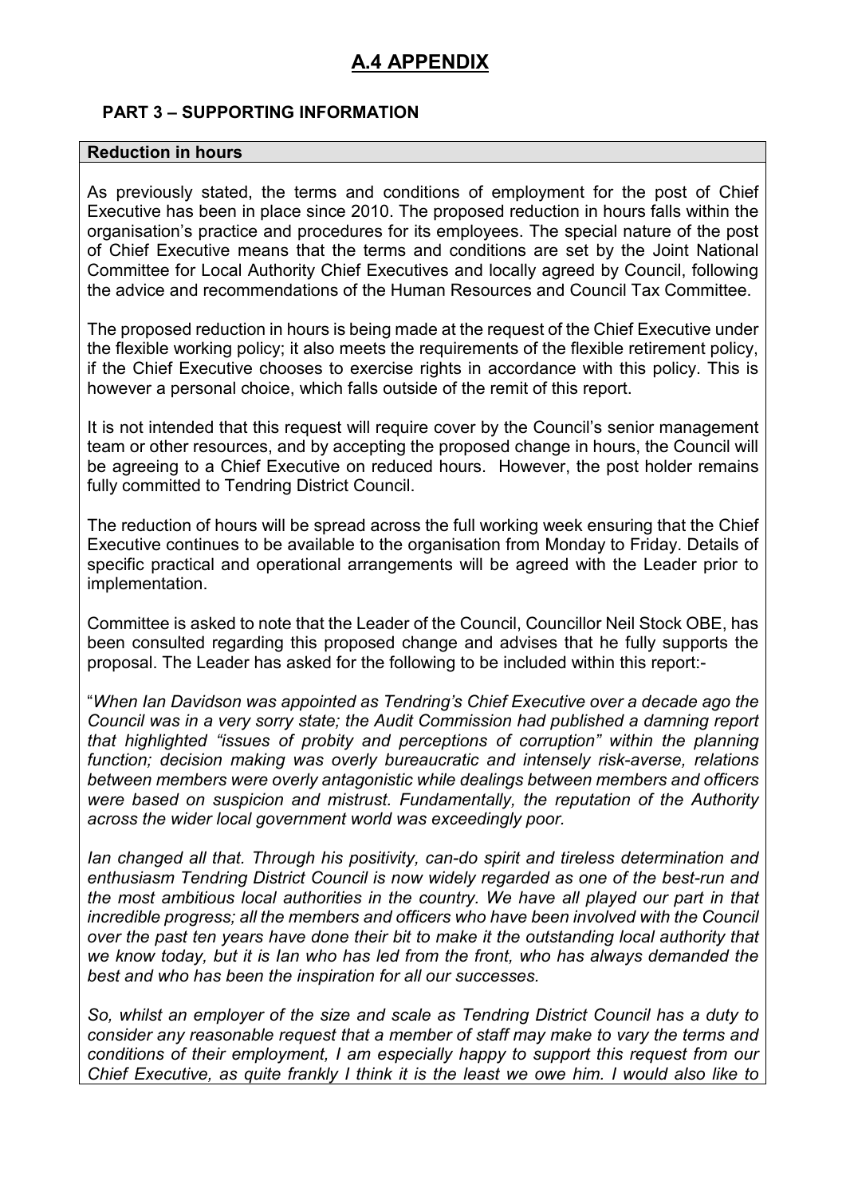# A.4 APPENDIX

## PART 3 – SUPPORTING INFORMATION

**Reduction in hours**

As previously stated, the terms and conditions of employment for the post of Chief Executive has been in place since 2010. The proposed reduction in hours falls within the organisation's practice and procedures for its employees. The special nature of the post of Chief Executive means that the terms and conditions are set by the Joint National Committee for Local Authority Chief Executives and locally agreed by Council, following the advice and recommendations of the Human Resources and Council Tax Committee.

The proposed reduction in hours is being made at the request of the Chief Executive under the flexible working policy; it also meets the requirements of the flexible retirement policy, if the Chief Executive chooses to exercise rights in accordance with this policy. This is however a personal choice, which falls outside of the remit of this report.

It is not intended that this request will require cover by the Council's senior management team or other resources, and by accepting the proposed change in hours, the Council will be agreeing to a Chief Executive on reduced hours. However, the post holder remains fully committed to Tendring District Council.

The reduction of hours will be spread across the full working week ensuring that the Chief Executive continues to be available to the organisation from Monday to Friday. Details of specific practical and operational arrangements will be agreed with the Leader prior to implementation.

Committee is asked to note that the Leader of the Council, Councillor Neil Stock OBE, has been consulted regarding this proposed change and advises that he fully supports the proposal. The Leader has asked for the following to be included within this report:-

"*When Ian Davidson was appointed as Tendring's Chief Executive over a decade ago the Council was in a very sorry state; the Audit Commission had published a damning report that highlighted "issues of probity and perceptions of corruption" within the planning function; decision making was overly bureaucratic and intensely risk-averse, relations between members were overly antagonistic while dealings between members and officers were based on suspicion and mistrust. Fundamentally, the reputation of the Authority across the wider local government world was exceedingly poor.*

*Ian changed all that. Through his positivity, can-do spirit and tireless determination and enthusiasm Tendring District Council is now widely regarded as one of the best-run and the most ambitious local authorities in the country. We have all played our part in that incredible progress; all the members and officers who have been involved with the Council over the past ten years have done their bit to make it the outstanding local authority that we know today, but it is Ian who has led from the front, who has always demanded the best and who has been the inspiration for all our successes.*

*So, whilst an employer of the size and scale as Tendring District Council has a duty to consider any reasonable request that a member of staff may make to vary the terms and conditions of their employment, I am especially happy to support this request from our Chief Executive, as quite frankly I think it is the least we owe him. I would also like to*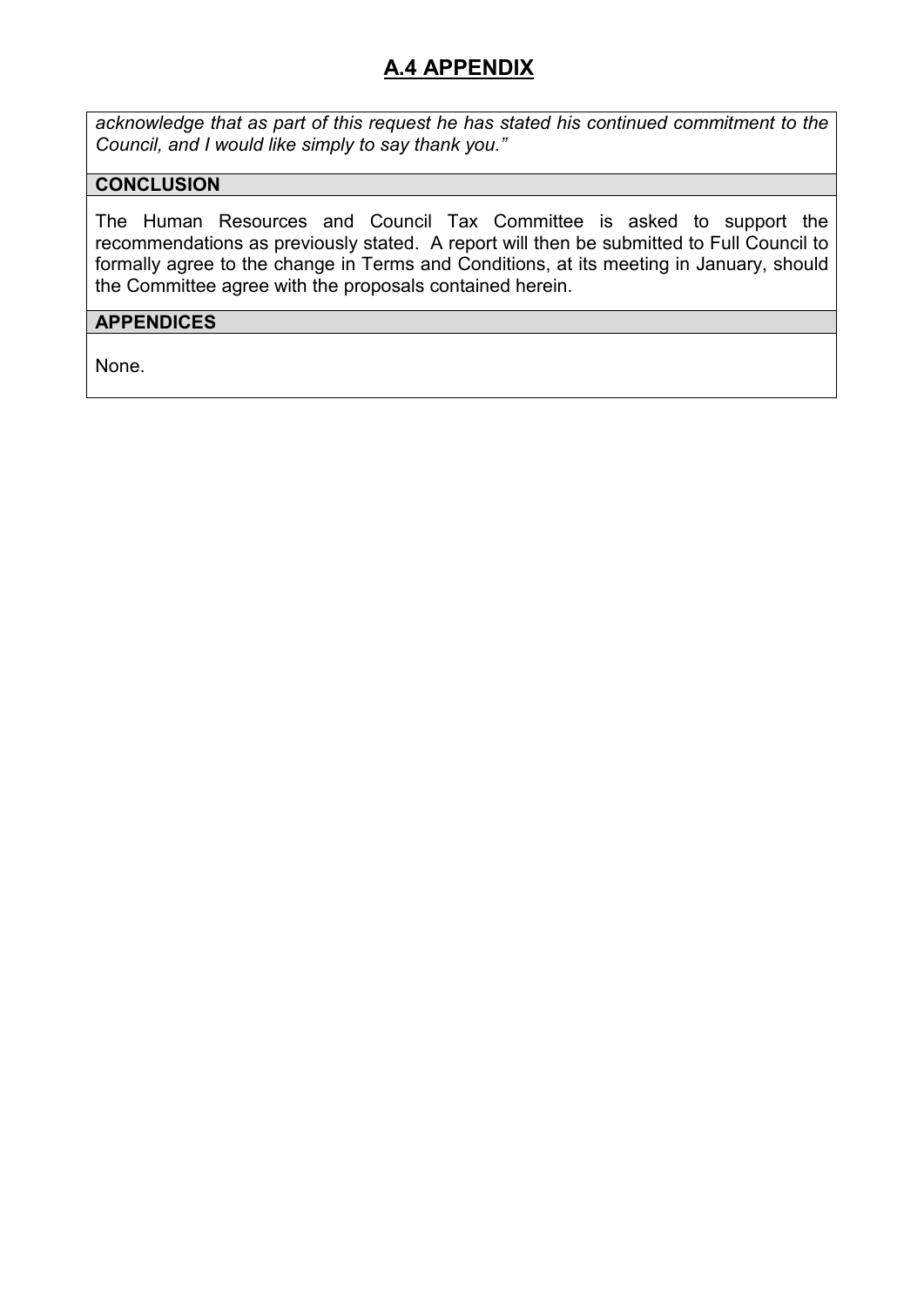*acknowledge that as part of this request he has stated his continued commitment to the Council, and I would like simply to say thank you."*

**CONCLUSION**

The Human Resources and Council Tax Committee is asked to support the recommendations as previously stated. A report will then be submitted to Full Council to formally agree to the change in Terms and Conditions, at its meeting in January, should the Committee agree with the proposals contained herein.

**APPENDICES**

None.